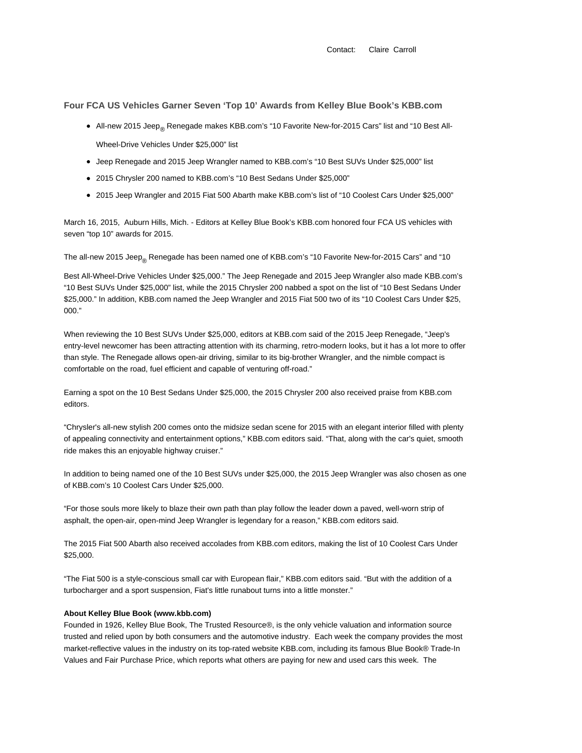Contact: Claire Carroll

## Four FCA US Vehicles Garner Seven 'Top 10' Awards from Kelley Blue Book's KBB.com

- All-new 2015 Jeep® Renegade makes KBB.com's "10 Favorite New-for-2015 Cars" list and "10 Best All-Wheel-Drive Vehicles Under $25,000" list
- Jeep Renegade and 2015 Jeep Wrangler named to KBB.com's "10 Best SUVs Under $25,000" list
- 2015 Chrysler 200 named to KBB.com's "10 Best Sedans Under $25,000"
- 2015 Jeep Wrangler and 2015 Fiat 500 Abarth make KBB.com's list of "10 Coolest Cars Under $25,000"

March 16, 2015, Auburn Hills, Mich. - Editors at Kelley Blue Book's KBB.com honored four FCA US vehicles with seven "top 10" awards for 2015.

The all-new 2015 Jeep® Renegade has been named one of KBB.com's "10 Favorite New-for-2015 Cars" and "10 Best All-Wheel-Drive Vehicles Under $25,000." The Jeep Renegade and 2015 Jeep Wrangler also made KBB.com's "10 Best SUVs Under $25,000" list, while the 2015 Chrysler 200 nabbed a spot on the list of "10 Best Sedans Under $25,000." In addition, KBB.com named the Jeep Wrangler and 2015 Fiat 500 two of its "10 Coolest Cars Under $25, 000."

When reviewing the 10 Best SUVs Under $25,000, editors at KBB.com said of the 2015 Jeep Renegade, "Jeep's entry-level newcomer has been attracting attention with its charming, retro-modern looks, but it has a lot more to offer than style. The Renegade allows open-air driving, similar to its big-brother Wrangler, and the nimble compact is comfortable on the road, fuel efficient and capable of venturing off-road."

Earning a spot on the 10 Best Sedans Under $25,000, the 2015 Chrysler 200 also received praise from KBB.com editors.

"Chrysler's all-new stylish 200 comes onto the midsize sedan scene for 2015 with an elegant interior filled with plenty of appealing connectivity and entertainment options," KBB.com editors said. "That, along with the car's quiet, smooth ride makes this an enjoyable highway cruiser."

In addition to being named one of the 10 Best SUVs under $25,000, the 2015 Jeep Wrangler was also chosen as one of KBB.com's 10 Coolest Cars Under $25,000.

"For those souls more likely to blaze their own path than play follow the leader down a paved, well-worn strip of asphalt, the open-air, open-mind Jeep Wrangler is legendary for a reason," KBB.com editors said.

The 2015 Fiat 500 Abarth also received accolades from KBB.com editors, making the list of 10 Coolest Cars Under $25,000.

"The Fiat 500 is a style-conscious small car with European flair," KBB.com editors said. "But with the addition of a turbocharger and a sport suspension, Fiat's little runabout turns into a little monster."

**About Kelley Blue Book (www.kbb.com)**
Founded in 1926, Kelley Blue Book, The Trusted Resource®, is the only vehicle valuation and information source trusted and relied upon by both consumers and the automotive industry. Each week the company provides the most market-reflective values in the industry on its top-rated website KBB.com, including its famous Blue Book® Trade-In Values and Fair Purchase Price, which reports what others are paying for new and used cars this week. The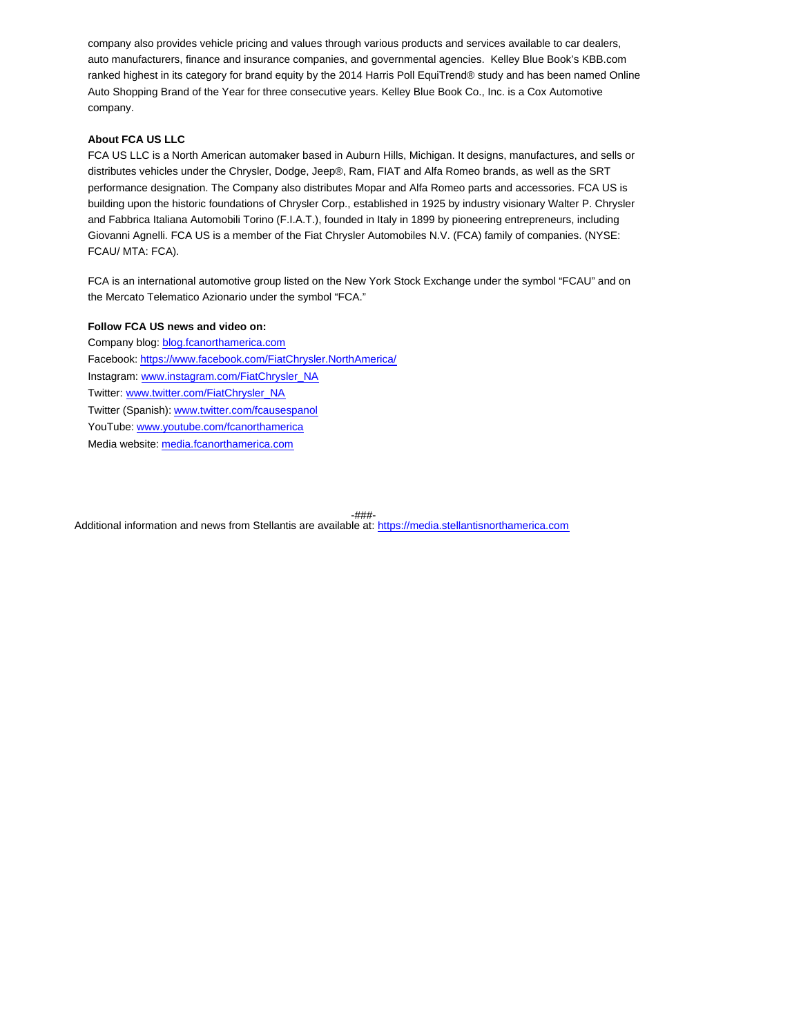company also provides vehicle pricing and values through various products and services available to car dealers, auto manufacturers, finance and insurance companies, and governmental agencies. Kelley Blue Book's KBB.com ranked highest in its category for brand equity by the 2014 Harris Poll EquiTrend® study and has been named Online Auto Shopping Brand of the Year for three consecutive years. Kelley Blue Book Co., Inc. is a Cox Automotive company.

**About FCA US LLC**

FCA US LLC is a North American automaker based in Auburn Hills, Michigan. It designs, manufactures, and sells or distributes vehicles under the Chrysler, Dodge, Jeep®, Ram, FIAT and Alfa Romeo brands, as well as the SRT performance designation. The Company also distributes Mopar and Alfa Romeo parts and accessories. FCA US is building upon the historic foundations of Chrysler Corp., established in 1925 by industry visionary Walter P. Chrysler and Fabbrica Italiana Automobili Torino (F.I.A.T.), founded in Italy in 1899 by pioneering entrepreneurs, including Giovanni Agnelli. FCA US is a member of the Fiat Chrysler Automobiles N.V. (FCA) family of companies. (NYSE: FCAU/ MTA: FCA).

FCA is an international automotive group listed on the New York Stock Exchange under the symbol "FCAU" and on the Mercato Telematico Azionario under the symbol "FCA."

**Follow FCA US news and video on:**

Company blog: blog.fcanorthamerica.com
Facebook: https://www.facebook.com/FiatChrysler.NorthAmerica/
Instagram: www.instagram.com/FiatChrysler_NA
Twitter: www.twitter.com/FiatChrysler_NA
Twitter (Spanish): www.twitter.com/fcausespanol
YouTube: www.youtube.com/fcanorthamerica
Media website: media.fcanorthamerica.com

-###-

Additional information and news from Stellantis are available at: https://media.stellantisnorthamerica.com